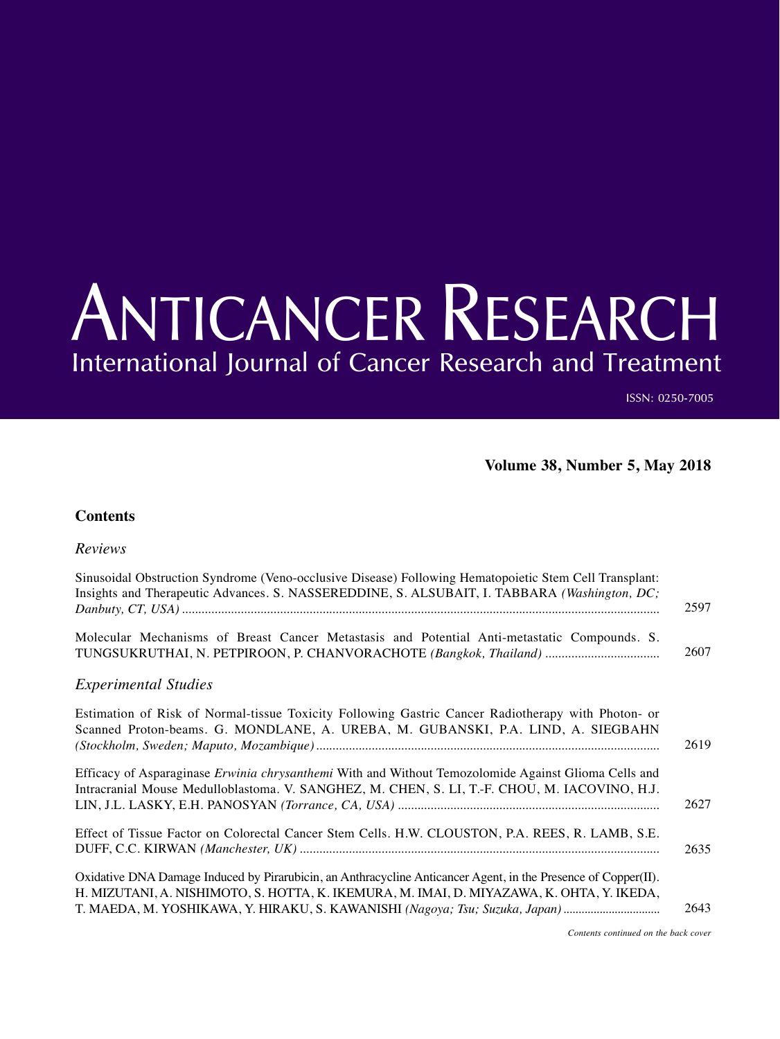# ANTICANCER RESEARCH

International Journal of Cancer Research and Treatment

ISSN: 0250-7005

**Volume 38, Number 5, May 2018**

## Contents

### *Reviews*

Sinusoidal Obstruction Syndrome (Veno-occlusive Disease) Following Hematopoietic Stem Cell Transplant: Insights and Therapeutic Advances. S. NASSEREDDINE, S. ALSUBAIT, I. TABBARA *(Washington, DC; Danbuty, CT, USA)* ............ 2597

Molecular Mechanisms of Breast Cancer Metastasis and Potential Anti-metastatic Compounds. S. TUNGSUKRUTHAI, N. PETPIROON, P. CHANVORACHOTE *(Bangkok, Thailand)* ............ 2607

### *Experimental Studies*

Estimation of Risk of Normal-tissue Toxicity Following Gastric Cancer Radiotherapy with Photon- or Scanned Proton-beams. G. MONDLANE, A. UREBA, M. GUBANSKI, P.A. LIND, A. SIEGBAHN *(Stockholm, Sweden; Maputo, Mozambique)* ............ 2619

Efficacy of Asparaginase *Erwinia chrysanthemi* With and Without Temozolomide Against Glioma Cells and Intracranial Mouse Medulloblastoma. V. SANGHEZ, M. CHEN, S. LI, T.-F. CHOU, M. IACOVINO, H.J. LIN, J.L. LASKY, E.H. PANOSYAN *(Torrance, CA, USA)* ............ 2627

Effect of Tissue Factor on Colorectal Cancer Stem Cells. H.W. CLOUSTON, P.A. REES, R. LAMB, S.E. DUFF, C.C. KIRWAN *(Manchester, UK)* ............ 2635

Oxidative DNA Damage Induced by Pirarubicin, an Anthracycline Anticancer Agent, in the Presence of Copper(II). H. MIZUTANI, A. NISHIMOTO, S. HOTTA, K. IKEMURA, M. IMAI, D. MIYAZAWA, K. OHTA, Y. IKEDA, T. MAEDA, M. YOSHIKAWA, Y. HIRAKU, S. KAWANISHI *(Nagoya; Tsu; Suzuka, Japan)* ............ 2643

*Contents continued on the back cover*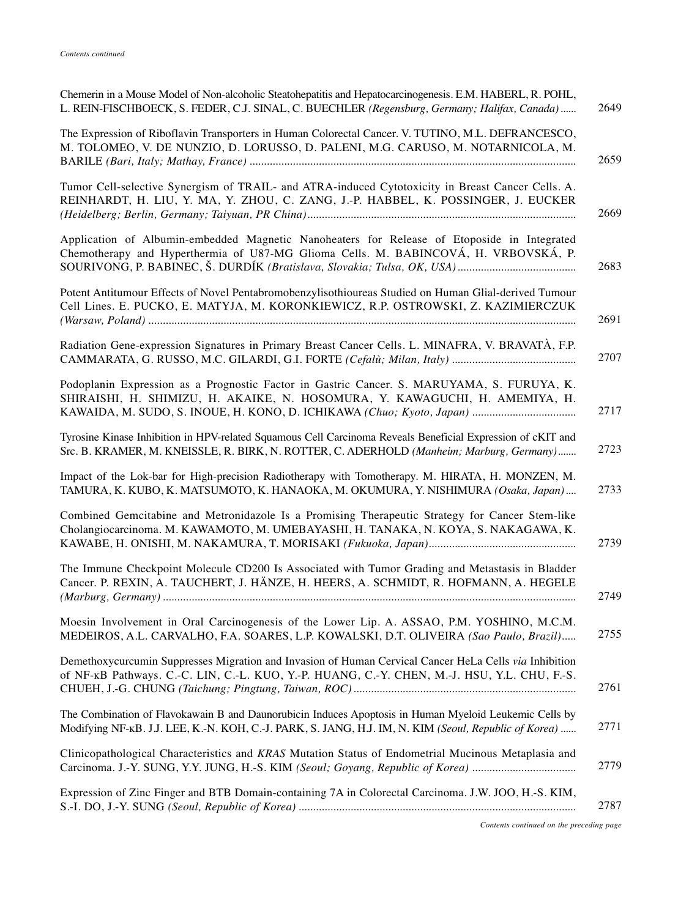*Contents continued*

Chemerin in a Mouse Model of Non-alcoholic Steatohepatitis and Hepatocarcinogenesis. E.M. HABERL, R. POHL, L. REIN-FISCHBOECK, S. FEDER, C.J. SINAL, C. BUECHLER *(Regensburg, Germany; Halifax, Canada)* ...... 2649

The Expression of Riboflavin Transporters in Human Colorectal Cancer. V. TUTINO, M.L. DEFRANCESCO, M. TOLOMEO, V. DE NUNZIO, D. LORUSSO, D. PALENI, M.G. CARUSO, M. NOTARNICOLA, M. BARILE *(Bari, Italy; Mathay, France)* ...... 2659

Tumor Cell-selective Synergism of TRAIL- and ATRA-induced Cytotoxicity in Breast Cancer Cells. A. REINHARDT, H. LIU, Y. MA, Y. ZHOU, C. ZANG, J.-P. HABBEL, K. POSSINGER, J. EUCKER *(Heidelberg; Berlin, Germany; Taiyuan, PR China)* ...... 2669

Application of Albumin-embedded Magnetic Nanoheaters for Release of Etoposide in Integrated Chemotherapy and Hyperthermia of U87-MG Glioma Cells. M. BABINCOVÁ, H. VRBOVSKÁ, P. SOURIVONG, P. BABINEC, Š. DURDÍK *(Bratislava, Slovakia; Tulsa, OK, USA)* ...... 2683

Potent Antitumour Effects of Novel Pentabromobenzylisothioureas Studied on Human Glial-derived Tumour Cell Lines. E. PUCKO, E. MATYJA, M. KORONKIEWICZ, R.P. OSTROWSKI, Z. KAZIMIERCZUK *(Warsaw, Poland)* ...... 2691

Radiation Gene-expression Signatures in Primary Breast Cancer Cells. L. MINAFRA, V. BRAVATÀ, F.P. CAMMARATA, G. RUSSO, M.C. GILARDI, G.I. FORTE *(Cefalù; Milan, Italy)* ...... 2707

Podoplanin Expression as a Prognostic Factor in Gastric Cancer. S. MARUYAMA, S. FURUYA, K. SHIRAISHI, H. SHIMIZU, H. AKAIKE, N. HOSOMURA, Y. KAWAGUCHI, H. AMEMIYA, H. KAWAIDA, M. SUDO, S. INOUE, H. KONO, D. ICHIKAWA *(Chuo; Kyoto, Japan)* ...... 2717

Tyrosine Kinase Inhibition in HPV-related Squamous Cell Carcinoma Reveals Beneficial Expression of cKIT and Src. B. KRAMER, M. KNEISSLE, R. BIRK, N. ROTTER, C. ADERHOLD *(Manheim; Marburg, Germany)* ...... 2723

Impact of the Lok-bar for High-precision Radiotherapy with Tomotherapy. M. HIRATA, H. MONZEN, M. TAMURA, K. KUBO, K. MATSUMOTO, K. HANAOKA, M. OKUMURA, Y. NISHIMURA *(Osaka, Japan)* .... 2733

Combined Gemcitabine and Metronidazole Is a Promising Therapeutic Strategy for Cancer Stem-like Cholangiocarcinoma. M. KAWAMOTO, M. UMEBAYASHI, H. TANAKA, N. KOYA, S. NAKAGAWA, K. KAWABE, H. ONISHI, M. NAKAMURA, T. MORISAKI *(Fukuoka, Japan)* ...... 2739

The Immune Checkpoint Molecule CD200 Is Associated with Tumor Grading and Metastasis in Bladder Cancer. P. REXIN, A. TAUCHERT, J. HÄNZE, H. HEERS, A. SCHMIDT, R. HOFMANN, A. HEGELE *(Marburg, Germany)* ...... 2749

Moesin Involvement in Oral Carcinogenesis of the Lower Lip. A. ASSAO, P.M. YOSHINO, M.C.M. MEDEIROS, A.L. CARVALHO, F.A. SOARES, L.P. KOWALSKI, D.T. OLIVEIRA *(Sao Paulo, Brazil)* ..... 2755

Demethoxycurcumin Suppresses Migration and Invasion of Human Cervical Cancer HeLa Cells *via* Inhibition of NF-κB Pathways. C.-C. LIN, C.-L. KUO, Y.-P. HUANG, C.-Y. CHEN, M.-J. HSU, Y.L. CHU, F.-S. CHUEH, J.-G. CHUNG *(Taichung; Pingtung, Taiwan, ROC)* ...... 2761

The Combination of Flavokawain B and Daunorubicin Induces Apoptosis in Human Myeloid Leukemic Cells by Modifying NF-κB. J.J. LEE, K.-N. KOH, C.-J. PARK, S. JANG, H.J. IM, N. KIM *(Seoul, Republic of Korea)* ...... 2771

Clinicopathological Characteristics and *KRAS* Mutation Status of Endometrial Mucinous Metaplasia and Carcinoma. J.-Y. SUNG, Y.Y. JUNG, H.-S. KIM *(Seoul; Goyang, Republic of Korea)* ...... 2779

Expression of Zinc Finger and BTB Domain-containing 7A in Colorectal Carcinoma. J.W. JOO, H.-S. KIM, S.-I. DO, J.-Y. SUNG *(Seoul, Republic of Korea)* ...... 2787

*Contents continued on the preceding page*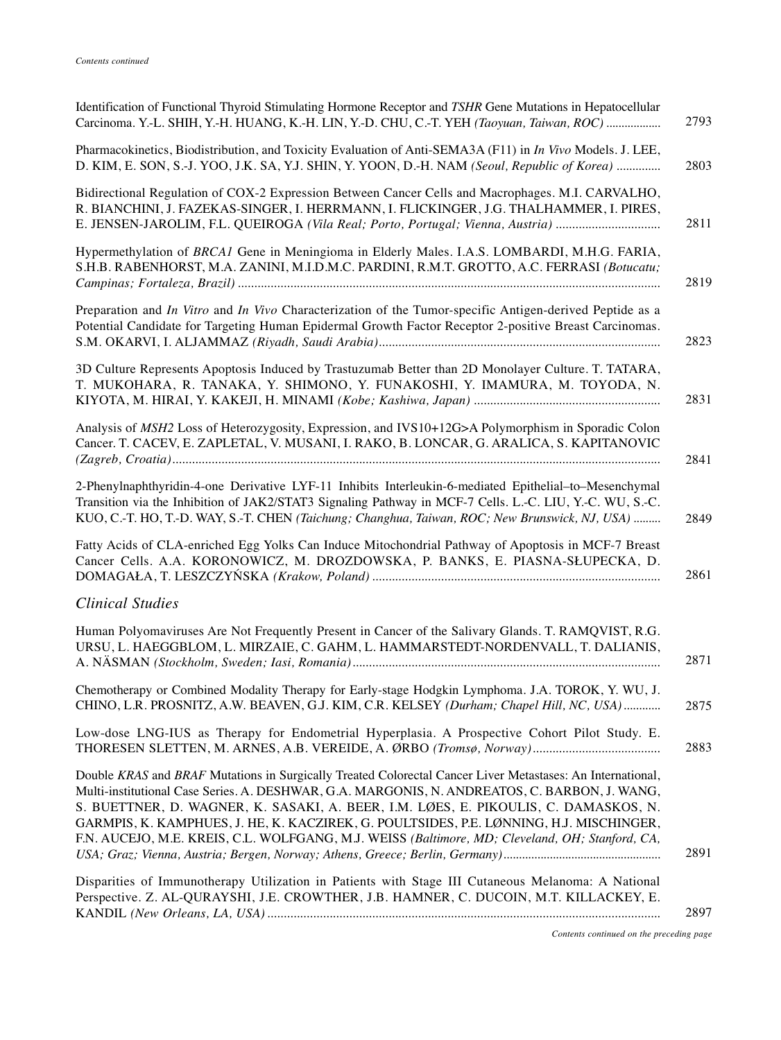*Contents continued*

Identification of Functional Thyroid Stimulating Hormone Receptor and *TSHR* Gene Mutations in Hepatocellular Carcinoma. Y.-L. SHIH, Y.-H. HUANG, K.-H. LIN, Y.-D. CHU, C.-T. YEH *(Taoyuan, Taiwan, ROC)* .................. 2793

Pharmacokinetics, Biodistribution, and Toxicity Evaluation of Anti-SEMA3A (F11) in *In Vivo* Models. J. LEE, D. KIM, E. SON, S.-J. YOO, J.K. SA, Y.J. SHIN, Y. YOON, D.-H. NAM *(Seoul, Republic of Korea)* ............. 2803

Bidirectional Regulation of COX-2 Expression Between Cancer Cells and Macrophages. M.I. CARVALHO, R. BIANCHINI, J. FAZEKAS-SINGER, I. HERRMANN, I. FLICKINGER, J.G. THALHAMMER, I. PIRES, E. JENSEN-JAROLIM, F.L. QUEIROGA *(Vila Real; Porto, Portugal; Vienna, Austria)* ................................ 2811

Hypermethylation of *BRCA1* Gene in Meningioma in Elderly Males. I.A.S. LOMBARDI, M.H.G. FARIA, S.H.B. RABENHORST, M.A. ZANINI, M.I.D.M.C. PARDINI, R.M.T. GROTTO, A.C. FERRASI *(Botucatu; Campinas; Fortaleza, Brazil)* ................................................................................................................................ 2819

Preparation and *In Vitro* and *In Vivo* Characterization of the Tumor-specific Antigen-derived Peptide as a Potential Candidate for Targeting Human Epidermal Growth Factor Receptor 2-positive Breast Carcinomas. S.M. OKARVI, I. ALJAMMAZ *(Riyadh, Saudi Arabia)*..................................................................................... 2823

3D Culture Represents Apoptosis Induced by Trastuzumab Better than 2D Monolayer Culture. T. TATARA, T. MUKOHARA, R. TANAKA, Y. SHIMONO, Y. FUNAKOSHI, Y. IMAMURA, M. TOYODA, N. KIYOTA, M. HIRAI, Y. KAKEJI, H. MINAMI *(Kobe; Kashiwa, Japan)* ........................................................ 2831

Analysis of *MSH2* Loss of Heterozygosity, Expression, and IVS10+12G>A Polymorphism in Sporadic Colon Cancer. T. CACEV, E. ZAPLETAL, V. MUSANI, I. RAKO, B. LONCAR, G. ARALICA, S. KAPITANOVIC *(Zagreb, Croatia)*.................................................................................................................................................... 2841

2-Phenylnaphthyridin-4-one Derivative LYF-11 Inhibits Interleukin-6-mediated Epithelial–to–Mesenchymal Transition via the Inhibition of JAK2/STAT3 Signaling Pathway in MCF-7 Cells. L.-C. LIU, Y.-C. WU, S.-C. KUO, C.-T. HO, T.-D. WAY, S.-T. CHEN *(Taichung; Changhua, Taiwan, ROC; New Brunswick, NJ, USA)* ......... 2849

Fatty Acids of CLA-enriched Egg Yolks Can Induce Mitochondrial Pathway of Apoptosis in MCF-7 Breast Cancer Cells. A.A. KORONOWICZ, M. DROZDOWSKA, P. BANKS, E. PIASNA-SŁUPECKA, D. DOMAGAŁA, T. LESZCZYŃSKA *(Krakow, Poland)* ....................................................................................... 2861

## *Clinical Studies*

Human Polyomaviruses Are Not Frequently Present in Cancer of the Salivary Glands. T. RAMQVIST, R.G. URSU, L. HAEGGBLOM, L. MIRZAIE, C. GAHM, L. HAMMARSTEDT-NORDENVALL, T. DALIANIS, A. NÄSMAN *(Stockholm, Sweden; Iasi, Romania)*............................................................................................. 2871

Chemotherapy or Combined Modality Therapy for Early-stage Hodgkin Lymphoma. J.A. TOROK, Y. WU, J. CHINO, L.R. PROSNITZ, A.W. BEAVEN, G.J. KIM, C.R. KELSEY *(Durham; Chapel Hill, NC, USA)*........... 2875

Low-dose LNG-IUS as Therapy for Endometrial Hyperplasia. A Prospective Cohort Pilot Study. E. THORESEN SLETTEN, M. ARNES, A.B. VEREIDE, A. ØRBO *(Tromsø, Norway)*....................................... 2883

Double *KRAS* and *BRAF* Mutations in Surgically Treated Colorectal Cancer Liver Metastases: An International, Multi-institutional Case Series. A. DESHWAR, G.A. MARGONIS, N. ANDREATOS, C. BARBON, J. WANG, S. BUETTNER, D. WAGNER, K. SASAKI, A. BEER, I.M. LØES, E. PIKOULIS, C. DAMASKOS, N. GARMPIS, K. KAMPHUES, J. HE, K. KACZIREK, G. POULTSIDES, P.E. LØNNING, H.J. MISCHINGER, F.N. AUCEJO, M.E. KREIS, C.L. WOLFGANG, M.J. WEISS *(Baltimore, MD; Cleveland, OH; Stanford, CA, USA; Graz; Vienna, Austria; Bergen, Norway; Athens, Greece; Berlin, Germany)*................................................. 2891

Disparities of Immunotherapy Utilization in Patients with Stage III Cutaneous Melanoma: A National Perspective. Z. AL-QURAYSHI, J.E. CROWTHER, J.B. HAMNER, C. DUCOIN, M.T. KILLACKEY, E. KANDIL *(New Orleans, LA, USA)* ....................................................................................................................... 2897

*Contents continued on the preceding page*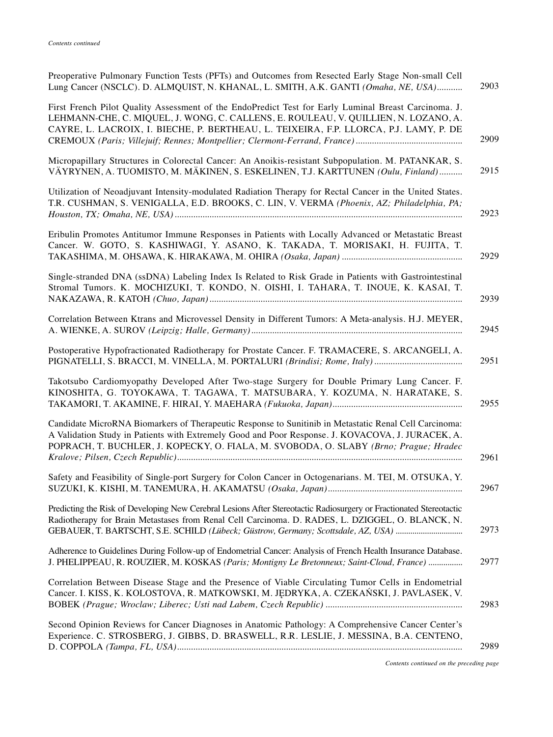*Contents continued*

Preoperative Pulmonary Function Tests (PFTs) and Outcomes from Resected Early Stage Non-small Cell Lung Cancer (NSCLC). D. ALMQUIST, N. KHANAL, L. SMITH, A.K. GANTI *(Omaha, NE, USA)* ........... 2903

First French Pilot Quality Assessment of the EndoPredict Test for Early Luminal Breast Carcinoma. J. LEHMANN-CHE, C. MIQUEL, J. WONG, C. CALLENS, E. ROULEAU, V. QUILLIEN, N. LOZANO, A. CAYRE, L. LACROIX, I. BIECHE, P. BERTHEAU, L. TEIXEIRA, F.P. LLORCA, P.J. LAMY, P. DE CREMOUX *(Paris; Villejuif; Rennes; Montpellier; Clermont-Ferrand, France)* ........... 2909

Micropapillary Structures in Colorectal Cancer: An Anoikis-resistant Subpopulation. M. PATANKAR, S. VÄYRYNEN, A. TUOMISTO, M. MÄKINEN, S. ESKELINEN, T.J. KARTTUNEN *(Oulu, Finland)* .......... 2915

Utilization of Neoadjuvant Intensity-modulated Radiation Therapy for Rectal Cancer in the United States. T.R. CUSHMAN, S. VENIGALLA, E.D. BROOKS, C. LIN, V. VERMA *(Phoenix, AZ; Philadelphia, PA; Houston, TX; Omaha, NE, USA)* ........... 2923

Eribulin Promotes Antitumor Immune Responses in Patients with Locally Advanced or Metastatic Breast Cancer. W. GOTO, S. KASHIWAGI, Y. ASANO, K. TAKADA, T. MORISAKI, H. FUJITA, T. TAKASHIMA, M. OHSAWA, K. HIRAKAWA, M. OHIRA *(Osaka, Japan)* ........... 2929

Single-stranded DNA (ssDNA) Labeling Index Is Related to Risk Grade in Patients with Gastrointestinal Stromal Tumors. K. MOCHIZUKI, T. KONDO, N. OISHI, I. TAHARA, T. INOUE, K. KASAI, T. NAKAZAWA, R. KATOH *(Chuo, Japan)* ........... 2939

Correlation Between Ktrans and Microvessel Density in Different Tumors: A Meta-analysis. H.J. MEYER, A. WIENKE, A. SUROV *(Leipzig; Halle, Germany)* ........... 2945

Postoperative Hypofractionated Radiotherapy for Prostate Cancer. F. TRAMACERE, S. ARCANGELI, A. PIGNATELLI, S. BRACCI, M. VINELLA, M. PORTALURI *(Brindisi; Rome, Italy)* ........... 2951

Takotsubo Cardiomyopathy Developed After Two-stage Surgery for Double Primary Lung Cancer. F. KINOSHITA, G. TOYOKAWA, T. TAGAWA, T. MATSUBARA, Y. KOZUMA, N. HARATAKE, S. TAKAMORI, T. AKAMINE, F. HIRAI, Y. MAEHARA *(Fukuoka, Japan)* ........... 2955

Candidate MicroRNA Biomarkers of Therapeutic Response to Sunitinib in Metastatic Renal Cell Carcinoma: A Validation Study in Patients with Extremely Good and Poor Response. J. KOVACOVA, J. JURACEK, A. POPRACH, T. BUCHLER, J. KOPECKY, O. FIALA, M. SVOBODA, O. SLABY *(Brno; Prague; Hradec Kralove; Pilsen, Czech Republic)* ........... 2961

Safety and Feasibility of Single-port Surgery for Colon Cancer in Octogenarians. M. TEI, M. OTSUKA, Y. SUZUKI, K. KISHI, M. TANEMURA, H. AKAMATSU *(Osaka, Japan)* ........... 2967

Predicting the Risk of Developing New Cerebral Lesions After Stereotactic Radiosurgery or Fractionated Stereotactic Radiotherapy for Brain Metastases from Renal Cell Carcinoma. D. RADES, L. DZIGGEL, O. BLANCK, N. GEBAUER, T. BARTSCHT, S.E. SCHILD *(Lübeck; Güstrow, Germany; Scottsdale, AZ, USA)* ........... 2973

Adherence to Guidelines During Follow-up of Endometrial Cancer: Analysis of French Health Insurance Database. J. PHELIPPEAU, R. ROUZIER, M. KOSKAS *(Paris; Montigny Le Bretonneux; Saint-Cloud, France)* ........... 2977

Correlation Between Disease Stage and the Presence of Viable Circulating Tumor Cells in Endometrial Cancer. I. KISS, K. KOLOSTOVA, R. MATKOWSKI, M. JĘDRYKA, A. CZEKAŃSKI, J. PAVLASEK, V. BOBEK *(Prague; Wroclaw; Liberec; Usti nad Labem, Czech Republic)* ........... 2983

Second Opinion Reviews for Cancer Diagnoses in Anatomic Pathology: A Comprehensive Cancer Center's Experience. C. STROSBERG, J. GIBBS, D. BRASWELL, R.R. LESLIE, J. MESSINA, B.A. CENTENO, D. COPPOLA *(Tampa, FL, USA)* ........... 2989

*Contents continued on the preceding page*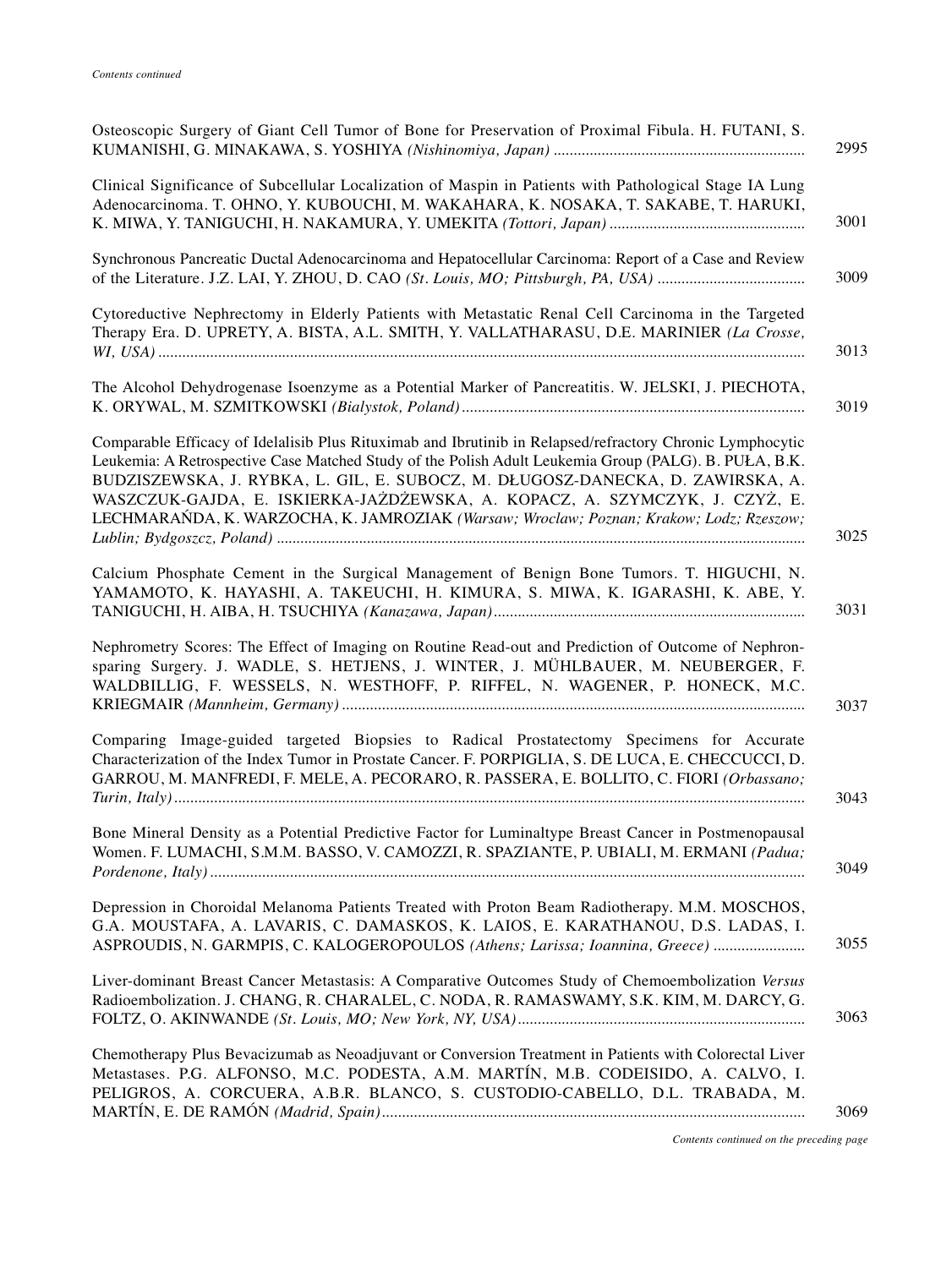*Contents continued*

Osteoscopic Surgery of Giant Cell Tumor of Bone for Preservation of Proximal Fibula. H. FUTANI, S. KUMANISHI, G. MINAKAWA, S. YOSHIYA *(Nishinomiya, Japan)* ........................................ 2995

Clinical Significance of Subcellular Localization of Maspin in Patients with Pathological Stage IA Lung Adenocarcinoma. T. OHNO, Y. KUBOUCHI, M. WAKAHARA, K. NOSAKA, T. SAKABE, T. HARUKI, K. MIWA, Y. TANIGUCHI, H. NAKAMURA, Y. UMEKITA *(Tottori, Japan)* ........................................ 3001

Synchronous Pancreatic Ductal Adenocarcinoma and Hepatocellular Carcinoma: Report of a Case and Review of the Literature. J.Z. LAI, Y. ZHOU, D. CAO *(St. Louis, MO; Pittsburgh, PA, USA)* ........................................ 3009

Cytoreductive Nephrectomy in Elderly Patients with Metastatic Renal Cell Carcinoma in the Targeted Therapy Era. D. UPRETY, A. BISTA, A.L. SMITH, Y. VALLATHARASU, D.E. MARINIER *(La Crosse, WI, USA)* ........................................ 3013

The Alcohol Dehydrogenase Isoenzyme as a Potential Marker of Pancreatitis. W. JELSKI, J. PIECHOTA, K. ORYWAL, M. SZMITKOWSKI *(Bialystok, Poland)* ........................................ 3019

Comparable Efficacy of Idelalisib Plus Rituximab and Ibrutinib in Relapsed/refractory Chronic Lymphocytic Leukemia: A Retrospective Case Matched Study of the Polish Adult Leukemia Group (PALG). B. PUŁA, B.K. BUDZISZEWSKA, J. RYBKA, L. GIL, E. SUBOCZ, M. DŁUGOSZ-DANECKA, D. ZAWIRSKA, A. WASZCZUK-GAJDA, E. ISKIERKA-JAŻDŻEWSKA, A. KOPACZ, A. SZYMCZYK, J. CZYŻ, E. LECHMARAŃDA, K. WARZOCHA, K. JAMROZIAK *(Warsaw; Wroclaw; Poznan; Krakow; Lodz; Rzeszow; Lublin; Bydgoszcz, Poland)* ........................................ 3025

Calcium Phosphate Cement in the Surgical Management of Benign Bone Tumors. T. HIGUCHI, N. YAMAMOTO, K. HAYASHI, A. TAKEUCHI, H. KIMURA, S. MIWA, K. IGARASHI, K. ABE, Y. TANIGUCHI, H. AIBA, H. TSUCHIYA *(Kanazawa, Japan)* ........................................ 3031

Nephrometry Scores: The Effect of Imaging on Routine Read-out and Prediction of Outcome of Nephron-sparing Surgery. J. WADLE, S. HETJENS, J. WINTER, J. MÜHLBAUER, M. NEUBERGER, F. WALDBILLIG, F. WESSELS, N. WESTHOFF, P. RIFFEL, N. WAGENER, P. HONECK, M.C. KRIEGMAIR *(Mannheim, Germany)* ........................................ 3037

Comparing Image-guided targeted Biopsies to Radical Prostatectomy Specimens for Accurate Characterization of the Index Tumor in Prostate Cancer. F. PORPIGLIA, S. DE LUCA, E. CHECCUCCI, D. GARROU, M. MANFREDI, F. MELE, A. PECORARO, R. PASSERA, E. BOLLITO, C. FIORI *(Orbassano; Turin, Italy)* ........................................ 3043

Bone Mineral Density as a Potential Predictive Factor for Luminaltype Breast Cancer in Postmenopausal Women. F. LUMACHI, S.M.M. BASSO, V. CAMOZZI, R. SPAZIANTE, P. UBIALI, M. ERMANI *(Padua; Pordenone, Italy)* ........................................ 3049

Depression in Choroidal Melanoma Patients Treated with Proton Beam Radiotherapy. M.M. MOSCHOS, G.A. MOUSTAFA, A. LAVARIS, C. DAMASKOS, K. LAIOS, E. KARATHANOU, D.S. LADAS, I. ASPROUDIS, N. GARMPIS, C. KALOGEROPOULOS *(Athens; Larissa; Ioannina, Greece)* ........................................ 3055

Liver-dominant Breast Cancer Metastasis: A Comparative Outcomes Study of Chemoembolization *Versus* Radioembolization. J. CHANG, R. CHARALEL, C. NODA, R. RAMASWAMY, S.K. KIM, M. DARCY, G. FOLTZ, O. AKINWANDE *(St. Louis, MO; New York, NY, USA)* ........................................ 3063

Chemotherapy Plus Bevacizumab as Neoadjuvant or Conversion Treatment in Patients with Colorectal Liver Metastases. P.G. ALFONSO, M.C. PODESTA, A.M. MARTÍN, M.B. CODEISIDO, A. CALVO, I. PELIGROS, A. CORCUERA, A.B.R. BLANCO, S. CUSTODIO-CABELLO, D.L. TRABADA, M. MARTÍN, E. DE RAMÓN *(Madrid, Spain)* ........................................ 3069

*Contents continued on the preceding page*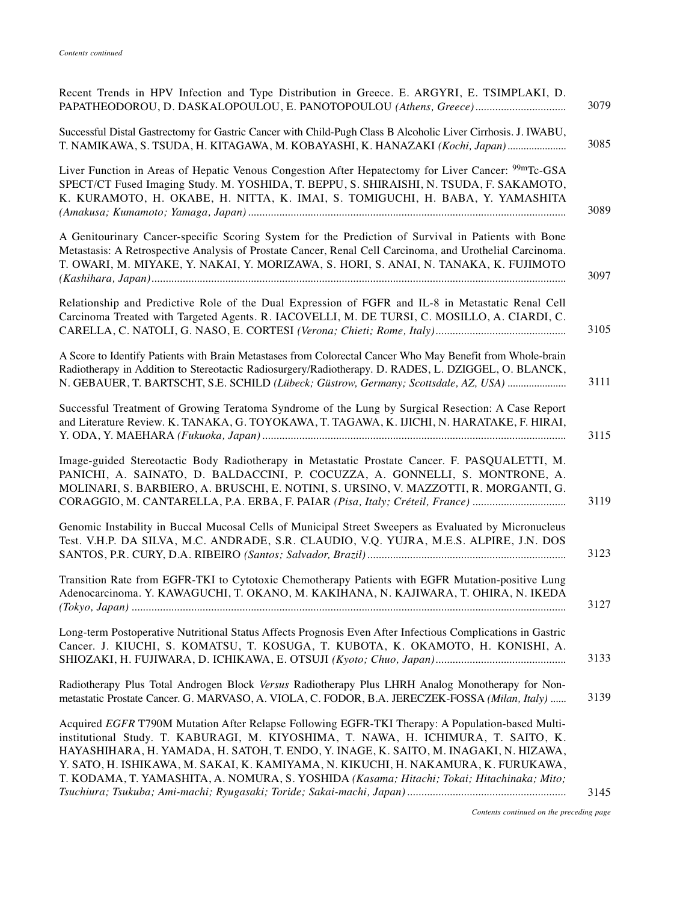*Contents continued*

Recent Trends in HPV Infection and Type Distribution in Greece. E. ARGYRI, E. TSIMPLAKI, D. PAPATHEODOROU, D. DASKALOPOULOU, E. PANOTOPOULOU *(Athens, Greece)* ................................ 3079

Successful Distal Gastrectomy for Gastric Cancer with Child-Pugh Class B Alcoholic Liver Cirrhosis. J. IWABU, T. NAMIKAWA, S. TSUDA, H. KITAGAWA, M. KOBAYASHI, K. HANAZAKI *(Kochi, Japan)* ...................... 3085

Liver Function in Areas of Hepatic Venous Congestion After Hepatectomy for Liver Cancer: $^{99m}$Tc-GSA SPECT/CT Fused Imaging Study. M. YOSHIDA, T. BEPPU, S. SHIRAISHI, N. TSUDA, F. SAKAMOTO, K. KURAMOTO, H. OKABE, H. NITTA, K. IMAI, S. TOMIGUCHI, H. BABA, Y. YAMASHITA *(Amakusa; Kumamoto; Yamaga, Japan)* ................................................................................................................ 3089

A Genitourinary Cancer-specific Scoring System for the Prediction of Survival in Patients with Bone Metastasis: A Retrospective Analysis of Prostate Cancer, Renal Cell Carcinoma, and Urothelial Carcinoma. T. OWARI, M. MIYAKE, Y. NAKAI, Y. MORIZAWA, S. HORI, S. ANAI, N. TANAKA, K. FUJIMOTO *(Kashihara, Japan)*.................................................................................................................................. 3097

Relationship and Predictive Role of the Dual Expression of FGFR and IL-8 in Metastatic Renal Cell Carcinoma Treated with Targeted Agents. R. IACOVELLI, M. DE TURSI, C. MOSILLO, A. CIARDI, C. CARELLA, C. NATOLI, G. NASO, E. CORTESI *(Verona; Chieti; Rome, Italy)*............................................. 3105

A Score to Identify Patients with Brain Metastases from Colorectal Cancer Who May Benefit from Whole-brain Radiotherapy in Addition to Stereotactic Radiosurgery/Radiotherapy. D. RADES, L. DZIGGEL, O. BLANCK, N. GEBAUER, T. BARTSCHT, S.E. SCHILD *(Lübeck; Güstrow, Germany; Scottsdale, AZ, USA)* ..................... 3111

Successful Treatment of Growing Teratoma Syndrome of the Lung by Surgical Resection: A Case Report and Literature Review. K. TANAKA, G. TOYOKAWA, T. TAGAWA, K. IJICHI, N. HARATAKE, F. HIRAI, Y. ODA, Y. MAEHARA *(Fukuoka, Japan)* .......................................................................................................... 3115

Image-guided Stereotactic Body Radiotherapy in Metastatic Prostate Cancer. F. PASQUALETTI, M. PANICHI, A. SAINATO, D. BALDACCINI, P. COCUZZA, A. GONNELLI, S. MONTRONE, A. MOLINARI, S. BARBIERO, A. BRUSCHI, E. NOTINI, S. URSINO, V. MAZZOTTI, R. MORGANTI, G. CORAGGIO, M. CANTARELLA, P.A. ERBA, F. PAIAR *(Pisa, Italy; Créteil, France)* ................................. 3119

Genomic Instability in Buccal Mucosal Cells of Municipal Street Sweepers as Evaluated by Micronucleus Test. V.H.P. DA SILVA, M.C. ANDRADE, S.R. CLAUDIO, V.Q. YUJRA, M.E.S. ALPIRE, J.N. DOS SANTOS, P.R. CURY, D.A. RIBEIRO *(Santos; Salvador, Brazil)* ..................................................................... 3123

Transition Rate from EGFR-TKI to Cytotoxic Chemotherapy Patients with EGFR Mutation-positive Lung Adenocarcinoma. Y. KAWAGUCHI, T. OKANO, M. KAKIHANA, N. KAJIWARA, T. OHIRA, N. IKEDA *(Tokyo, Japan)* ......................................................................................................................................... 3127

Long-term Postoperative Nutritional Status Affects Prognosis Even After Infectious Complications in Gastric Cancer. J. KIUCHI, S. KOMATSU, T. KOSUGA, T. KUBOTA, K. OKAMOTO, H. KONISHI, A. SHIOZAKI, H. FUJIWARA, D. ICHIKAWA, E. OTSUJI *(Kyoto; Chuo, Japan)*............................................. 3133

Radiotherapy Plus Total Androgen Block *Versus* Radiotherapy Plus LHRH Analog Monotherapy for Non-metastatic Prostate Cancer. G. MARVASO, A. VIOLA, C. FODOR, B.A. JERECZEK-FOSSA *(Milan, Italy)* ...... 3139

Acquired *EGFR* T790M Mutation After Relapse Following EGFR-TKI Therapy: A Population-based Multi-institutional Study. T. KABURAGI, M. KIYOSHIMA, T. NAWA, H. ICHIMURA, T. SAITO, K. HAYASHIHARA, H. YAMADA, H. SATOH, T. ENDO, Y. INAGE, K. SAITO, M. INAGAKI, N. HIZAWA, Y. SATO, H. ISHIKAWA, M. SAKAI, K. KAMIYAMA, N. KIKUCHI, H. NAKAMURA, K. FURUKAWA, T. KODAMA, T. YAMASHITA, A. NOMURA, S. YOSHIDA *(Kasama; Hitachi; Tokai; Hitachinaka; Mito; Tsuchiura; Tsukuba; Ami-machi; Ryugasaki; Toride; Sakai-machi, Japan)* ....................................................... 3145

*Contents continued on the preceding page*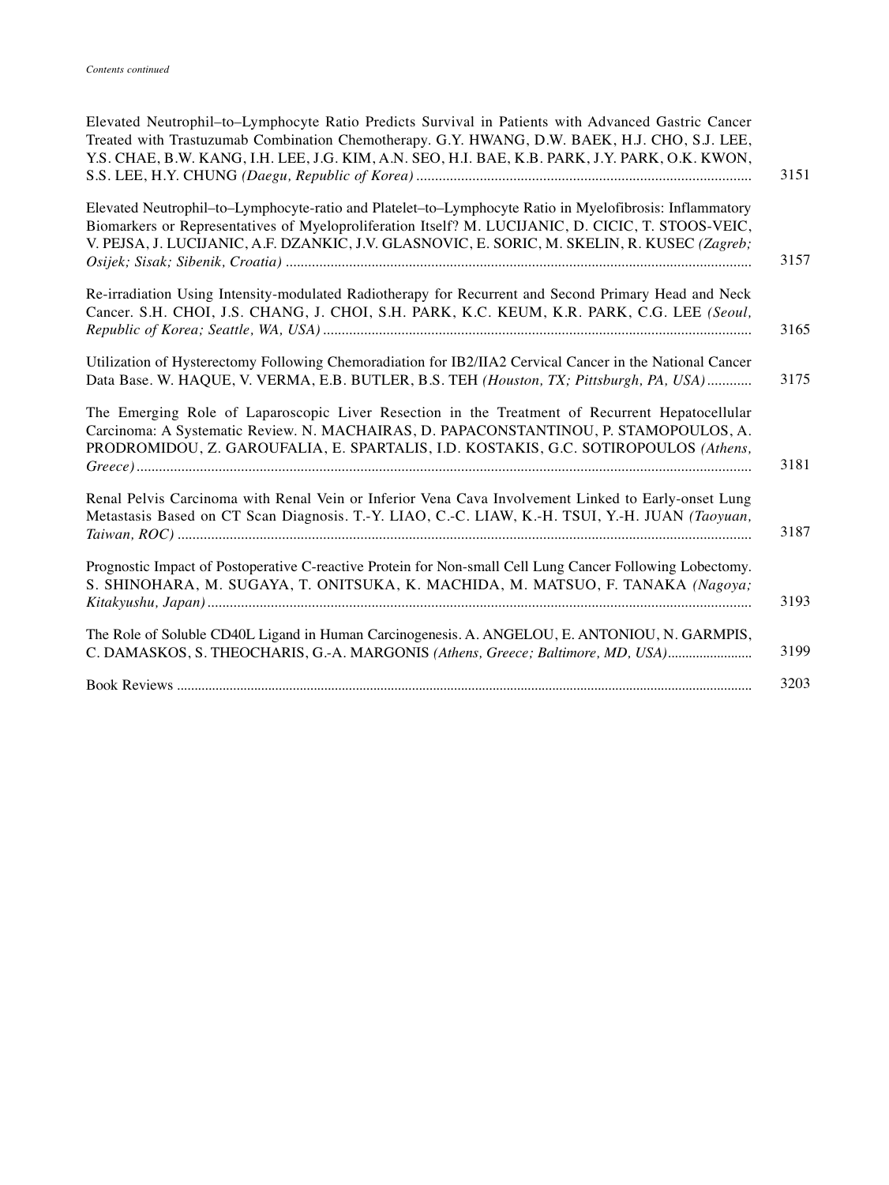*Contents continued*

Elevated Neutrophil–to–Lymphocyte Ratio Predicts Survival in Patients with Advanced Gastric Cancer Treated with Trastuzumab Combination Chemotherapy. G.Y. HWANG, D.W. BAEK, H.J. CHO, S.J. LEE, Y.S. CHAE, B.W. KANG, I.H. LEE, J.G. KIM, A.N. SEO, H.I. BAE, K.B. PARK, J.Y. PARK, O.K. KWON, S.S. LEE, H.Y. CHUNG *(Daegu, Republic of Korea)* ........ 3151

Elevated Neutrophil–to–Lymphocyte-ratio and Platelet–to–Lymphocyte Ratio in Myelofibrosis: Inflammatory Biomarkers or Representatives of Myeloproliferation Itself? M. LUCIJANIC, D. CICIC, T. STOOS-VEIC, V. PEJSA, J. LUCIJANIC, A.F. DZANKIC, J.V. GLASNOVIC, E. SORIC, M. SKELIN, R. KUSEC *(Zagreb; Osijek; Sisak; Sibenik, Croatia)* ........ 3157

Re-irradiation Using Intensity-modulated Radiotherapy for Recurrent and Second Primary Head and Neck Cancer. S.H. CHOI, J.S. CHANG, J. CHOI, S.H. PARK, K.C. KEUM, K.R. PARK, C.G. LEE *(Seoul, Republic of Korea; Seattle, WA, USA)* ........ 3165

Utilization of Hysterectomy Following Chemoradiation for IB2/IIA2 Cervical Cancer in the National Cancer Data Base. W. HAQUE, V. VERMA, E.B. BUTLER, B.S. TEH *(Houston, TX; Pittsburgh, PA, USA)* ........ 3175

The Emerging Role of Laparoscopic Liver Resection in the Treatment of Recurrent Hepatocellular Carcinoma: A Systematic Review. N. MACHAIRAS, D. PAPACONSTANTINOU, P. STAMOPOULOS, A. PRODROMIDOU, Z. GAROUFALIA, E. SPARTALIS, I.D. KOSTAKIS, G.C. SOTIROPOULOS *(Athens, Greece)* ........ 3181

Renal Pelvis Carcinoma with Renal Vein or Inferior Vena Cava Involvement Linked to Early-onset Lung Metastasis Based on CT Scan Diagnosis. T.-Y. LIAO, C.-C. LIAW, K.-H. TSUI, Y.-H. JUAN *(Taoyuan, Taiwan, ROC)* ........ 3187

Prognostic Impact of Postoperative C-reactive Protein for Non-small Cell Lung Cancer Following Lobectomy. S. SHINOHARA, M. SUGAYA, T. ONITSUKA, K. MACHIDA, M. MATSUO, F. TANAKA *(Nagoya; Kitakyushu, Japan)* ........ 3193

The Role of Soluble CD40L Ligand in Human Carcinogenesis. A. ANGELOU, E. ANTONIOU, N. GARMPIS, C. DAMASKOS, S. THEOCHARIS, G.-A. MARGONIS *(Athens, Greece; Baltimore, MD, USA)* ........ 3199

Book Reviews ........ 3203